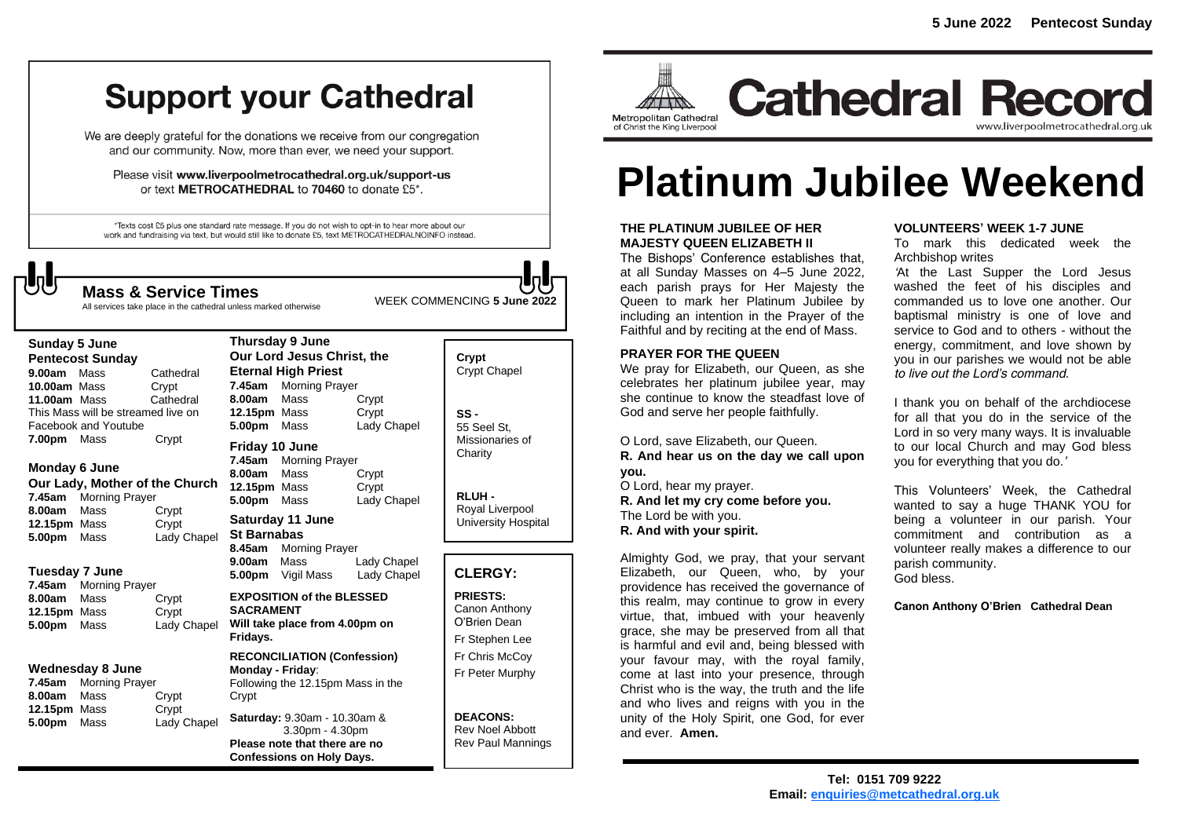# Support your Cathedral

We are deeply grateful for the donations we receive from our congregation and our community. Now, more than ever, we need your support.

Please visit **www.liverpoolmetrocathedral.org.uk/support-us** or text **METROCATHEDRAL** to **70460** to donate £5*.

*Texts cost £5 plus one standard rate message. If you do not wish to opt-in to hear more about our work and fundraising via text, but would still like to donate £5, text METROCATHEDRALNOINFO instead.

## Mass & Service Times

All services take place in the cathedral unless marked otherwise

WEEK COMMENCING **5 June 2022**

**Sunday 5 June**
**Pentecost Sunday**

| | | |
|---|---|---|
| **9.00am** | Mass | Cathedral |
| **10.00am** | Mass | Crypt |
| **11.00am** | Mass | Cathedral |

This Mass will be streamed live on Facebook and Youtube

| | | |
|---|---|---|
| **7.00pm** | Mass | Crypt |

**Monday 6 June**
**Our Lady, Mother of the Church**

| | | |
|---|---|---|
| **7.45am** | Morning Prayer | |
| **8.00am** | Mass | Crypt |
| **12.15pm** | Mass | Crypt |
| **5.00pm** | Mass | Lady Chapel |

**Tuesday 7 June**

| | | |
|---|---|---|
| **7.45am** | Morning Prayer | |
| **8.00am** | Mass | Crypt |
| **12.15pm** | Mass | Crypt |
| **5.00pm** | Mass | Lady Chapel |

**Wednesday 8 June**

| | | |
|---|---|---|
| **7.45am** | Morning Prayer | |
| **8.00am** | Mass | Crypt |
| **12.15pm** | Mass | Crypt |
| **5.00pm** | Mass | Lady Chapel |

**Thursday 9 June**
**Our Lord Jesus Christ, the Eternal High Priest**

| | | |
|---|---|---|
| **7.45am** | Morning Prayer | |
| **8.00am** | Mass | Crypt |
| **12.15pm** | Mass | Crypt |
| **5.00pm** | Mass | Lady Chapel |

**Friday 10 June**

| | | |
|---|---|---|
| **7.45am** | Morning Prayer | |
| **8.00am** | Mass | Crypt |
| **12.15pm** | Mass | Crypt |
| **5.00pm** | Mass | Lady Chapel |

**Saturday 11 June**
**St Barnabas**

| | | |
|---|---|---|
| **8.45am** | Morning Prayer | |
| **9.00am** | Mass | Lady Chapel |
| **5.00pm** | Vigil Mass | Lady Chapel |

**EXPOSITION of the BLESSED SACRAMENT**
**Will take place from 4.00pm on Fridays.**

**RECONCILIATION (Confession)**
**Monday - Friday**:
Following the 12.15pm Mass in the Crypt

**Saturday:** 9.30am - 10.30am & 3.30pm - 4.30pm
**Please note that there are no Confessions on Holy Days.**

**Crypt**
Crypt Chapel

**SS -**
55 Seel St, Missionaries of Charity

**RLUH -**
Royal Liverpool University Hospital

## CLERGY:

**PRIESTS:**
Canon Anthony O'Brien Dean
Fr Stephen Lee
Fr Chris McCoy
Fr Peter Murphy

**DEACONS:**
Rev Noel Abbott
Rev Paul Mannings

**5 June 2022 Pentecost Sunday**

Metropolitan Cathedral of Christ the King Liverpool

# Cathedral Record

www.liverpoolmetrocathedral.org.uk

# Platinum Jubilee Weekend

### THE PLATINUM JUBILEE OF HER MAJESTY QUEEN ELIZABETH II

The Bishops' Conference establishes that, at all Sunday Masses on 4–5 June 2022, each parish prays for Her Majesty the Queen to mark her Platinum Jubilee by including an intention in the Prayer of the Faithful and by reciting at the end of Mass.

### PRAYER FOR THE QUEEN

We pray for Elizabeth, our Queen, as she celebrates her platinum jubilee year, may she continue to know the steadfast love of God and serve her people faithfully.

O Lord, save Elizabeth, our Queen.
**R. And hear us on the day we call upon you.**
O Lord, hear my prayer.
**R. And let my cry come before you.**
The Lord be with you.
**R. And with your spirit.**

Almighty God, we pray, that your servant Elizabeth, our Queen, who, by your providence has received the governance of this realm, may continue to grow in every virtue, that, imbued with your heavenly grace, she may be preserved from all that is harmful and evil and, being blessed with your favour may, with the royal family, come at last into your presence, through Christ who is the way, the truth and the life and who lives and reigns with you in the unity of the Holy Spirit, one God, for ever and ever. **Amen.**

### VOLUNTEERS' WEEK 1-7 JUNE

To mark this dedicated week the Archbishop writes

*'At the Last Supper the Lord Jesus washed the feet of his disciples and commanded us to love one another. Our baptismal ministry is one of love and service to God and to others - without the energy, commitment, and love shown by you in our parishes we would not be able to live out the Lord's command.*

I thank you on behalf of the archdiocese for all that you do in the service of the Lord in so very many ways. It is invaluable to our local Church and may God bless you for everything that you do.*'*

This Volunteers' Week, the Cathedral wanted to say a huge THANK YOU for being a volunteer in our parish. Your commitment and contribution as a volunteer really makes a difference to our parish community.
God bless.

**Canon Anthony O'Brien Cathedral Dean**

**Tel: 0151 709 9222**
**Email: enquiries@metcathedral.org.uk**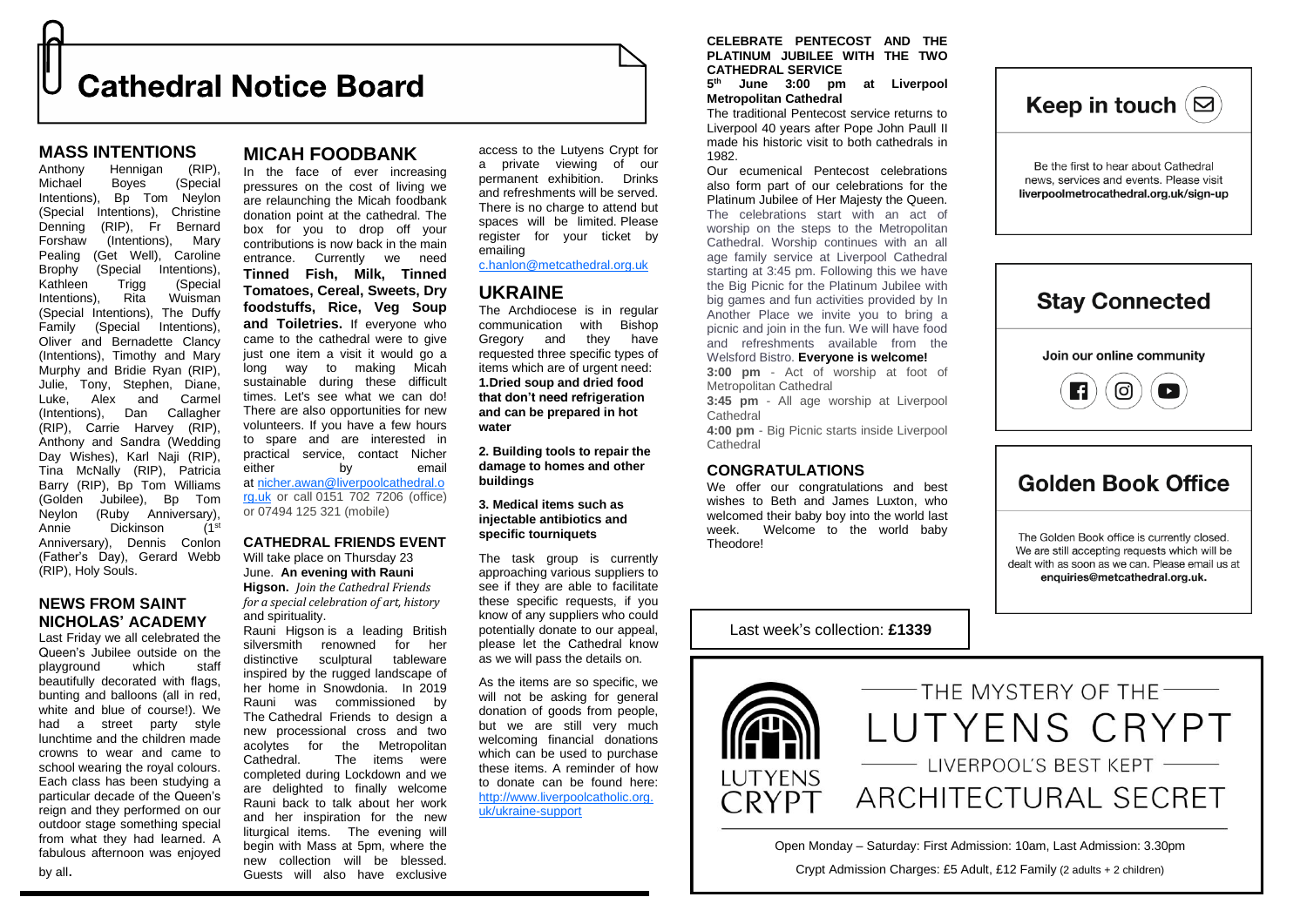# Cathedral Notice Board

## MASS INTENTIONS

Anthony Hennigan (RIP), Michael Boyes (Special Intentions), Bp Tom Neylon (Special Intentions), Christine Denning (RIP), Fr Bernard Forshaw (Intentions), Mary Pealing (Get Well), Caroline Brophy (Special Intentions), Kathleen Trigg (Special Intentions), Rita Wuisman (Special Intentions), The Duffy Family (Special Intentions), Oliver and Bernadette Clancy (Intentions), Timothy and Mary Murphy and Bridie Ryan (RIP), Julie, Tony, Stephen, Diane, Luke, Alex and Carmel (Intentions), Dan Callagher (RIP), Carrie Harvey (RIP), Anthony and Sandra (Wedding Day Wishes), Karl Naji (RIP), Tina McNally (RIP), Patricia Barry (RIP), Bp Tom Williams (Golden Jubilee), Bp Tom Neylon (Ruby Anniversary), Annie Dickinson (1st Anniversary), Dennis Conlon (Father's Day), Gerard Webb (RIP), Holy Souls.

## NEWS FROM SAINT NICHOLAS' ACADEMY

Last Friday we all celebrated the Queen's Jubilee outside on the playground which staff beautifully decorated with flags, bunting and balloons (all in red, white and blue of course!). We had a street party style lunchtime and the children made crowns to wear and came to school wearing the royal colours. Each class has been studying a particular decade of the Queen's reign and they performed on our outdoor stage something special from what they had learned. A fabulous afternoon was enjoyed by all.

## MICAH FOODBANK

In the face of ever increasing pressures on the cost of living we are relaunching the Micah foodbank donation point at the cathedral. The box for you to drop off your contributions is now back in the main entrance. Currently we need **Tinned Fish, Milk, Tinned Tomatoes, Cereal, Sweets, Dry foodstuffs, Rice, Veg Soup and Toiletries.** If everyone who came to the cathedral were to give just one item a visit it would go a long way to making Micah sustainable during these difficult times. Let's see what we can do! There are also opportunities for new volunteers. If you have a few hours to spare and are interested in practical service, contact Nicher either by email at nicher.awan@liverpoolcathedral.org.uk or call 0151 702 7206 (office) or 07494 125 321 (mobile)

## CATHEDRAL FRIENDS EVENT

Will take place on Thursday 23 June. **An evening with Rauni Higson.** *Join the Cathedral Friends for a special celebration of art, history* and spirituality.

Rauni Higson is a leading British silversmith renowned for her distinctive sculptural tableware inspired by the rugged landscape of her home in Snowdonia. In 2019 Rauni was commissioned by The Cathedral Friends to design a new processional cross and two acolytes for the Metropolitan Cathedral. The items were completed during Lockdown and we are delighted to finally welcome Rauni back to talk about her work and her inspiration for the new liturgical items. The evening will begin with Mass at 5pm, where the new collection will be blessed. Guests will also have exclusive access to the Lutyens Crypt for a private viewing of our permanent exhibition. Drinks and refreshments will be served. There is no charge to attend but spaces will be limited. Please register for your ticket by emailing c.hanlon@metcathedral.org.uk

## UKRAINE

The Archdiocese is in regular communication with Bishop Gregory and they have requested three specific types of items which are of urgent need:

**1. Dried soup and dried food that don't need refrigeration and can be prepared in hot water**

**2. Building tools to repair the damage to homes and other buildings**

**3. Medical items such as injectable antibiotics and specific tourniquets**

The task group is currently approaching various suppliers to see if they are able to facilitate these specific requests, if you know of any suppliers who could potentially donate to our appeal, please let the Cathedral know as we will pass the details on.

As the items are so specific, we will not be asking for general donation of goods from people, but we are still very much welcoming financial donations which can be used to purchase these items. A reminder of how to donate can be found here: http://www.liverpoolcatholic.org.uk/ukraine-support

## CELEBRATE PENTECOST AND THE PLATINUM JUBILEE WITH THE TWO CATHEDRAL SERVICE

**5th June 3:00 pm at Liverpool Metropolitan Cathedral**

The traditional Pentecost service returns to Liverpool 40 years after Pope John Paull II made his historic visit to both cathedrals in 1982.

Our ecumenical Pentecost celebrations also form part of our celebrations for the Platinum Jubilee of Her Majesty the Queen. The celebrations start with an act of worship on the steps to the Metropolitan Cathedral. Worship continues with an all age family service at Liverpool Cathedral starting at 3:45 pm. Following this we have the Big Picnic for the Platinum Jubilee with big games and fun activities provided by In Another Place we invite you to bring a picnic and join in the fun. We will have food and refreshments available from the Welsford Bistro. **Everyone is welcome!**

**3:00 pm** - Act of worship at foot of Metropolitan Cathedral

**3:45 pm** - All age worship at Liverpool Cathedral

**4:00 pm** - Big Picnic starts inside Liverpool Cathedral

## CONGRATULATIONS

We offer our congratulations and best wishes to Beth and James Luxton, who welcomed their baby boy into the world last week. Welcome to the world baby Theodore!

Last week's collection: **£1339**

## Keep in touch

Be the first to hear about Cathedral news, services and events. Please visit **liverpoolmetrocathedral.org.uk/sign-up**

## Stay Connected

**Join our online community**

## Golden Book Office

The Golden Book office is currently closed. We are still accepting requests which will be dealt with as soon as we can. Please email us at **enquiries@metcathedral.org.uk.**

LUTYENS CRYPT

THE MYSTERY OF THE LUTYENS CRYPT — LIVERPOOL'S BEST KEPT ARCHITECTURAL SECRET

Open Monday – Saturday: First Admission: 10am, Last Admission: 3.30pm

Crypt Admission Charges: £5 Adult, £12 Family (2 adults + 2 children)